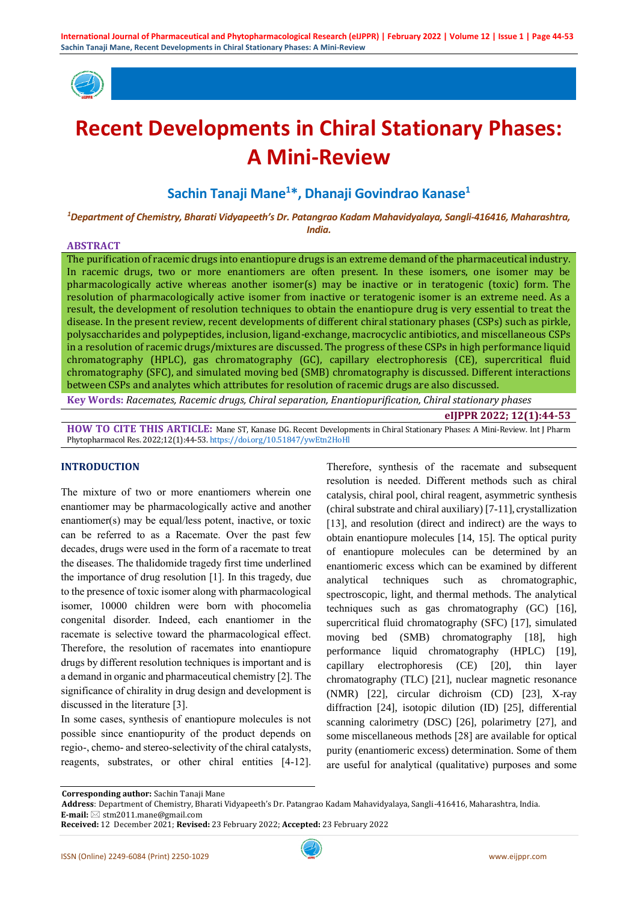# Recent Developments in Chiral Stationary Phases: A Mini-Review

**Sachin Tanaji Mane[1]*, Dhanaji Govindrao Kanase[1]**

*[1]Department of Chemistry, Bharati Vidyapeeth's Dr. Patangrao Kadam Mahavidyalaya, Sangli-416416, Maharashtra, India.*

## ABSTRACT

The purification of racemic drugs into enantiopure drugs is an extreme demand of the pharmaceutical industry. In racemic drugs, two or more enantiomers are often present. In these isomers, one isomer may be pharmacologically active whereas another isomer(s) may be inactive or in teratogenic (toxic) form. The resolution of pharmacologically active isomer from inactive or teratogenic isomer is an extreme need. As a result, the development of resolution techniques to obtain the enantiopure drug is very essential to treat the disease. In the present review, recent developments of different chiral stationary phases (CSPs) such as pirkle, polysaccharides and polypeptides, inclusion, ligand-exchange, macrocyclic antibiotics, and miscellaneous CSPs in a resolution of racemic drugs/mixtures are discussed. The progress of these CSPs in high performance liquid chromatography (HPLC), gas chromatography (GC), capillary electrophoresis (CE), supercritical fluid chromatography (SFC), and simulated moving bed (SMB) chromatography is discussed. Different interactions between CSPs and analytes which attributes for resolution of racemic drugs are also discussed.

**Key Words:** *Racemates, Racemic drugs, Chiral separation, Enantiopurification, Chiral stationary phases*

**eIJPPR 2022; 12(1):44-53**

**HOW TO CITE THIS ARTICLE:** Mane ST, Kanase DG. Recent Developments in Chiral Stationary Phases: A Mini-Review. Int J Pharm Phytopharmacol Res. 2022;12(1):44-53. https://doi.org/10.51847/ywEtn2HoHl

## INTRODUCTION

The mixture of two or more enantiomers wherein one enantiomer may be pharmacologically active and another enantiomer(s) may be equal/less potent, inactive, or toxic can be referred to as a Racemate. Over the past few decades, drugs were used in the form of a racemate to treat the diseases. The thalidomide tragedy first time underlined the importance of drug resolution [1]. In this tragedy, due to the presence of toxic isomer along with pharmacological isomer, 10000 children were born with phocomelia congenital disorder. Indeed, each enantiomer in the racemate is selective toward the pharmacological effect. Therefore, the resolution of racemates into enantiopure drugs by different resolution techniques is important and is a demand in organic and pharmaceutical chemistry [2]. The significance of chirality in drug design and development is discussed in the literature [3].

In some cases, synthesis of enantiopure molecules is not possible since enantiopurity of the product depends on regio-, chemo- and stereo-selectivity of the chiral catalysts, reagents, substrates, or other chiral entities [4-12]. Therefore, synthesis of the racemate and subsequent resolution is needed. Different methods such as chiral catalysis, chiral pool, chiral reagent, asymmetric synthesis (chiral substrate and chiral auxiliary) [7-11], crystallization [13], and resolution (direct and indirect) are the ways to obtain enantiopure molecules [14, 15]. The optical purity of enantiopure molecules can be determined by an enantiomeric excess which can be examined by different analytical techniques such as chromatographic, spectroscopic, light, and thermal methods. The analytical techniques such as gas chromatography (GC) [16], supercritical fluid chromatography (SFC) [17], simulated moving bed (SMB) chromatography [18], high performance liquid chromatography (HPLC) [19], capillary electrophoresis (CE) [20], thin layer chromatography (TLC) [21], nuclear magnetic resonance (NMR) [22], circular dichroism (CD) [23], X-ray diffraction [24], isotopic dilution (ID) [25], differential scanning calorimetry (DSC) [26], polarimetry [27], and some miscellaneous methods [28] are available for optical purity (enantiomeric excess) determination. Some of them are useful for analytical (qualitative) purposes and some

---

**Corresponding author:** Sachin Tanaji Mane
**Address**: Department of Chemistry, Bharati Vidyapeeth's Dr. Patangrao Kadam Mahavidyalaya, Sangli-416416, Maharashtra, India.
**E-mail:** stm2011.mane@gmail.com
**Received:** 12 December 2021; **Revised:** 23 February 2022; **Accepted:** 23 February 2022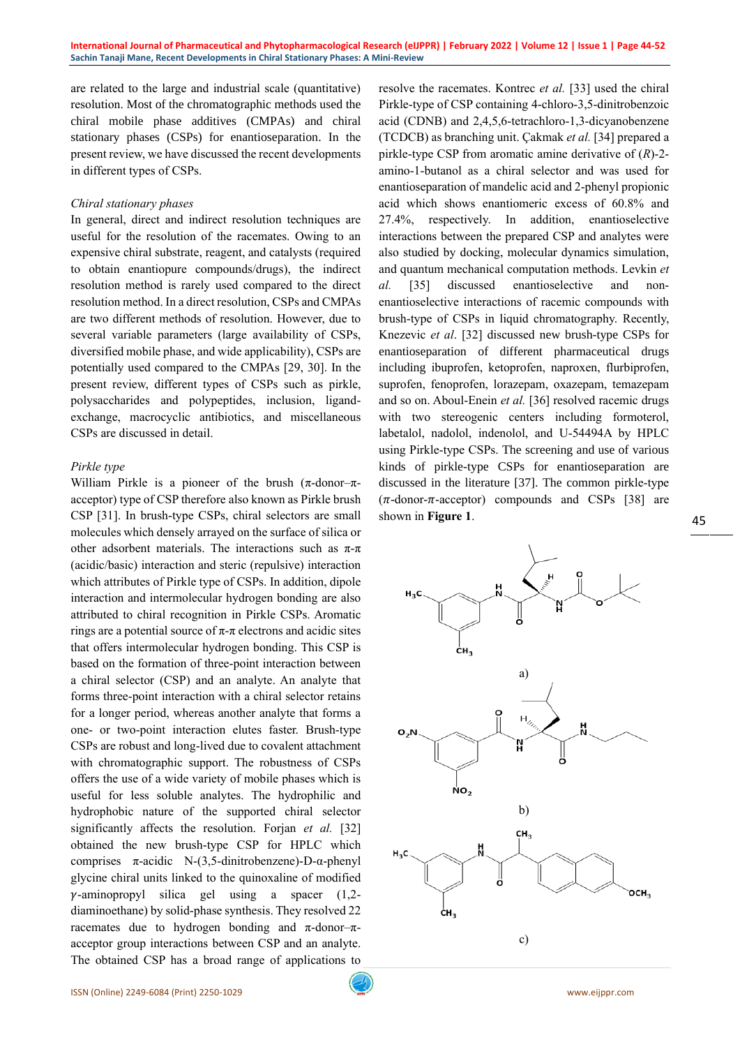are related to the large and industrial scale (quantitative) resolution. Most of the chromatographic methods used the chiral mobile phase additives (CMPAs) and chiral stationary phases (CSPs) for enantioseparation. In the present review, we have discussed the recent developments in different types of CSPs.

*Chiral stationary phases*

In general, direct and indirect resolution techniques are useful for the resolution of the racemates. Owing to an expensive chiral substrate, reagent, and catalysts (required to obtain enantiopure compounds/drugs), the indirect resolution method is rarely used compared to the direct resolution method. In a direct resolution, CSPs and CMPAs are two different methods of resolution. However, due to several variable parameters (large availability of CSPs, diversified mobile phase, and wide applicability), CSPs are potentially used compared to the CMPAs [29, 30]. In the present review, different types of CSPs such as pirkle, polysaccharides and polypeptides, inclusion, ligand-exchange, macrocyclic antibiotics, and miscellaneous CSPs are discussed in detail.

*Pirkle type*

William Pirkle is a pioneer of the brush (π-donor–π-acceptor) type of CSP therefore also known as Pirkle brush CSP [31]. In brush-type CSPs, chiral selectors are small molecules which densely arrayed on the surface of silica or other adsorbent materials. The interactions such as π-π (acidic/basic) interaction and steric (repulsive) interaction which attributes of Pirkle type of CSPs. In addition, dipole interaction and intermolecular hydrogen bonding are also attributed to chiral recognition in Pirkle CSPs. Aromatic rings are a potential source of π-π electrons and acidic sites that offers intermolecular hydrogen bonding. This CSP is based on the formation of three-point interaction between a chiral selector (CSP) and an analyte. An analyte that forms three-point interaction with a chiral selector retains for a longer period, whereas another analyte that forms a one- or two-point interaction elutes faster. Brush-type CSPs are robust and long-lived due to covalent attachment with chromatographic support. The robustness of CSPs offers the use of a wide variety of mobile phases which is useful for less soluble analytes. The hydrophilic and hydrophobic nature of the supported chiral selector significantly affects the resolution. Forjan *et al.* [32] obtained the new brush-type CSP for HPLC which comprises π-acidic N-(3,5-dinitrobenzene)-D-α-phenyl glycine chiral units linked to the quinoxaline of modified γ-aminopropyl silica gel using a spacer (1,2-diaminoethane) by solid-phase synthesis. They resolved 22 racemates due to hydrogen bonding and π-donor–π-acceptor group interactions between CSP and an analyte. The obtained CSP has a broad range of applications to resolve the racemates. Kontrec *et al.* [33] used the chiral Pirkle-type of CSP containing 4-chloro-3,5-dinitrobenzoic acid (CDNB) and 2,4,5,6-tetrachloro-1,3-dicyanobenzene (TCDCB) as branching unit. Çakmak *et al.* [34] prepared a pirkle-type CSP from aromatic amine derivative of (*R*)-2-amino-1-butanol as a chiral selector and was used for enantioseparation of mandelic acid and 2-phenyl propionic acid which shows enantiomeric excess of 60.8% and 27.4%, respectively. In addition, enantioselective interactions between the prepared CSP and analytes were also studied by docking, molecular dynamics simulation, and quantum mechanical computation methods. Levkin *et al.* [35] discussed enantioselective and non-enantioselective interactions of racemic compounds with brush-type of CSPs in liquid chromatography. Recently, Knezevic *et al*. [32] discussed new brush-type CSPs for enantioseparation of different pharmaceutical drugs including ibuprofen, ketoprofen, naproxen, flurbiprofen, suprofen, fenoprofen, lorazepam, oxazepam, temazepam and so on. Aboul-Enein *et al.* [36] resolved racemic drugs with two stereogenic centers including formoterol, labetalol, nadolol, indenolol, and U-54494A by HPLC using Pirkle-type CSPs. The screening and use of various kinds of pirkle-type CSPs for enantioseparation are discussed in the literature [37]. The common pirkle-type (π-donor-π-acceptor) compounds and CSPs [38] are shown in **Figure 1**.

a)

b)

c)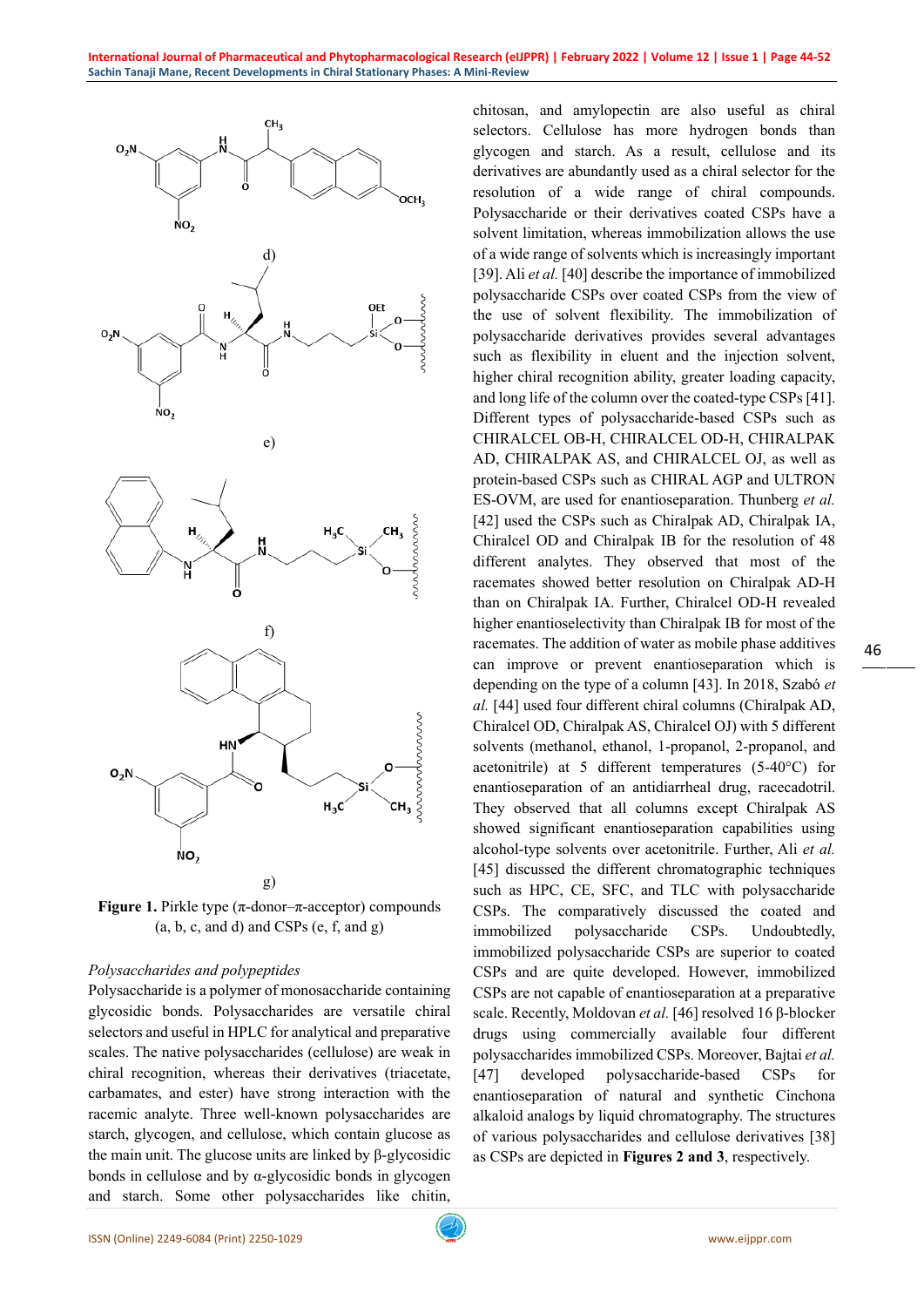d)

e)

f)

g)

**Figure 1.** Pirkle type (π-donor–π-acceptor) compounds (a, b, c, and d) and CSPs (e, f, and g)

*Polysaccharides and polypeptides*

Polysaccharide is a polymer of monosaccharide containing glycosidic bonds. Polysaccharides are versatile chiral selectors and useful in HPLC for analytical and preparative scales. The native polysaccharides (cellulose) are weak in chiral recognition, whereas their derivatives (triacetate, carbamates, and ester) have strong interaction with the racemic analyte. Three well-known polysaccharides are starch, glycogen, and cellulose, which contain glucose as the main unit. The glucose units are linked by β-glycosidic bonds in cellulose and by α-glycosidic bonds in glycogen and starch. Some other polysaccharides like chitin, chitosan, and amylopectin are also useful as chiral selectors. Cellulose has more hydrogen bonds than glycogen and starch. As a result, cellulose and its derivatives are abundantly used as a chiral selector for the resolution of a wide range of chiral compounds. Polysaccharide or their derivatives coated CSPs have a solvent limitation, whereas immobilization allows the use of a wide range of solvents which is increasingly important [39]. Ali *et al.* [40] describe the importance of immobilized polysaccharide CSPs over coated CSPs from the view of the use of solvent flexibility. The immobilization of polysaccharide derivatives provides several advantages such as flexibility in eluent and the injection solvent, higher chiral recognition ability, greater loading capacity, and long life of the column over the coated-type CSPs [41]. Different types of polysaccharide-based CSPs such as CHIRALCEL OB-H, CHIRALCEL OD-H, CHIRALPAK AD, CHIRALPAK AS, and CHIRALCEL OJ, as well as protein-based CSPs such as CHIRAL AGP and ULTRON ES-OVM, are used for enantioseparation. Thunberg *et al.* [42] used the CSPs such as Chiralpak AD, Chiralpak IA, Chiralcel OD and Chiralpak IB for the resolution of 48 different analytes. They observed that most of the racemates showed better resolution on Chiralpak AD-H than on Chiralpak IA. Further, Chiralcel OD-H revealed higher enantioselectivity than Chiralpak IB for most of the racemates. The addition of water as mobile phase additives can improve or prevent enantioseparation which is depending on the type of a column [43]. In 2018, Szabó *et al.* [44] used four different chiral columns (Chiralpak AD, Chiralcel OD, Chiralpak AS, Chiralcel OJ) with 5 different solvents (methanol, ethanol, 1-propanol, 2-propanol, and acetonitrile) at 5 different temperatures (5-40°C) for enantioseparation of an antidiarrheal drug, racecadotril. They observed that all columns except Chiralpak AS showed significant enantioseparation capabilities using alcohol-type solvents over acetonitrile. Further, Ali *et al.* [45] discussed the different chromatographic techniques such as HPC, CE, SFC, and TLC with polysaccharide CSPs. The comparatively discussed the coated and immobilized polysaccharide CSPs. Undoubtedly, immobilized polysaccharide CSPs are superior to coated CSPs and are quite developed. However, immobilized CSPs are not capable of enantioseparation at a preparative scale. Recently, Moldovan *et al.* [46] resolved 16 β-blocker drugs using commercially available four different polysaccharides immobilized CSPs. Moreover, Bajtai *et al.* [47] developed polysaccharide-based CSPs for enantioseparation of natural and synthetic Cinchona alkaloid analogs by liquid chromatography. The structures of various polysaccharides and cellulose derivatives [38] as CSPs are depicted in **Figures 2 and 3**, respectively.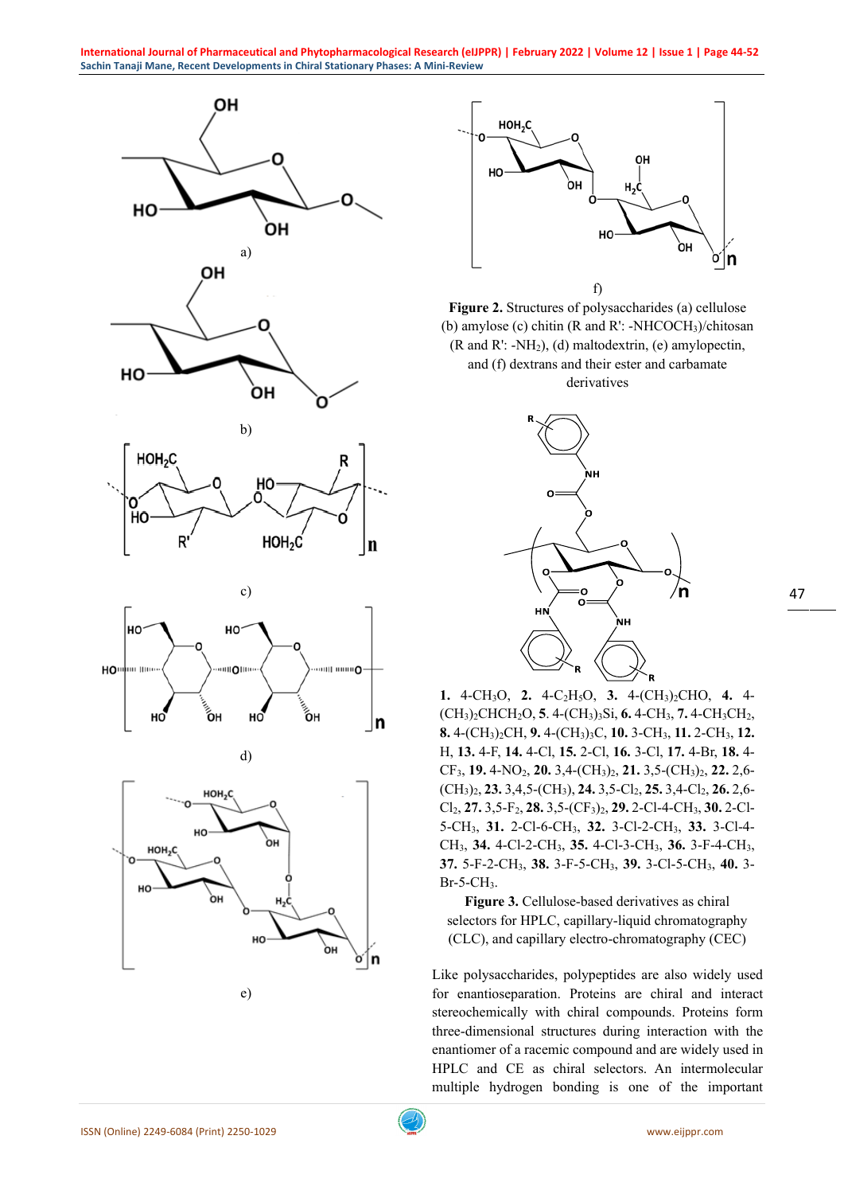a)

b)

c)

d)

e)

f)

**Figure 2.** Structures of polysaccharides (a) cellulose (b) amylose (c) chitin (R and R': $-NHCOCH_3$)/chitosan (R and R': $-NH_2$), (d) maltodextrin, (e) amylopectin, and (f) dextrans and their ester and carbamate derivatives

**1.** 4-$CH_3O$, **2.** 4-$C_2H_5O$, **3.** 4-$(CH_3)_2CHO$, **4.** 4-$(CH_3)_2CHCH_2O$, **5.** 4-$(CH_3)_3Si$, **6.** 4-$CH_3$, **7.** 4-$CH_3CH_2$, **8.** 4-$(CH_3)_2CH$, **9.** 4-$(CH_3)_3C$, **10.** 3-$CH_3$, **11.** 2-$CH_3$, **12.** H, **13.** 4-F, **14.** 4-Cl, **15.** 2-Cl, **16.** 3-Cl, **17.** 4-Br, **18.** 4-$CF_3$, **19.** 4-$NO_2$, **20.** 3,4-$(CH_3)_2$, **21.** 3,5-$(CH_3)_2$, **22.** 2,6-$(CH_3)_2$, **23.** 3,4,5-$(CH_3)$, **24.** 3,5-$Cl_2$, **25.** 3,4-$Cl_2$, **26.** 2,6-$Cl_2$, **27.** 3,5-$F_2$, **28.** 3,5-$(CF_3)_2$, **29.** 2-Cl-4-$CH_3$, **30.** 2-Cl-5-$CH_3$, **31.** 2-Cl-6-$CH_3$, **32.** 3-Cl-2-$CH_3$, **33.** 3-Cl-4-$CH_3$, **34.** 4-Cl-2-$CH_3$, **35.** 4-Cl-3-$CH_3$, **36.** 3-F-4-$CH_3$, **37.** 5-F-2-$CH_3$, **38.** 3-F-5-$CH_3$, **39.** 3-Cl-5-$CH_3$, **40.** 3-Br-5-$CH_3$.

**Figure 3.** Cellulose-based derivatives as chiral selectors for HPLC, capillary-liquid chromatography (CLC), and capillary electro-chromatography (CEC)

Like polysaccharides, polypeptides are also widely used for enantioseparation. Proteins are chiral and interact stereochemically with chiral compounds. Proteins form three-dimensional structures during interaction with the enantiomer of a racemic compound and are widely used in HPLC and CE as chiral selectors. An intermolecular multiple hydrogen bonding is one of the important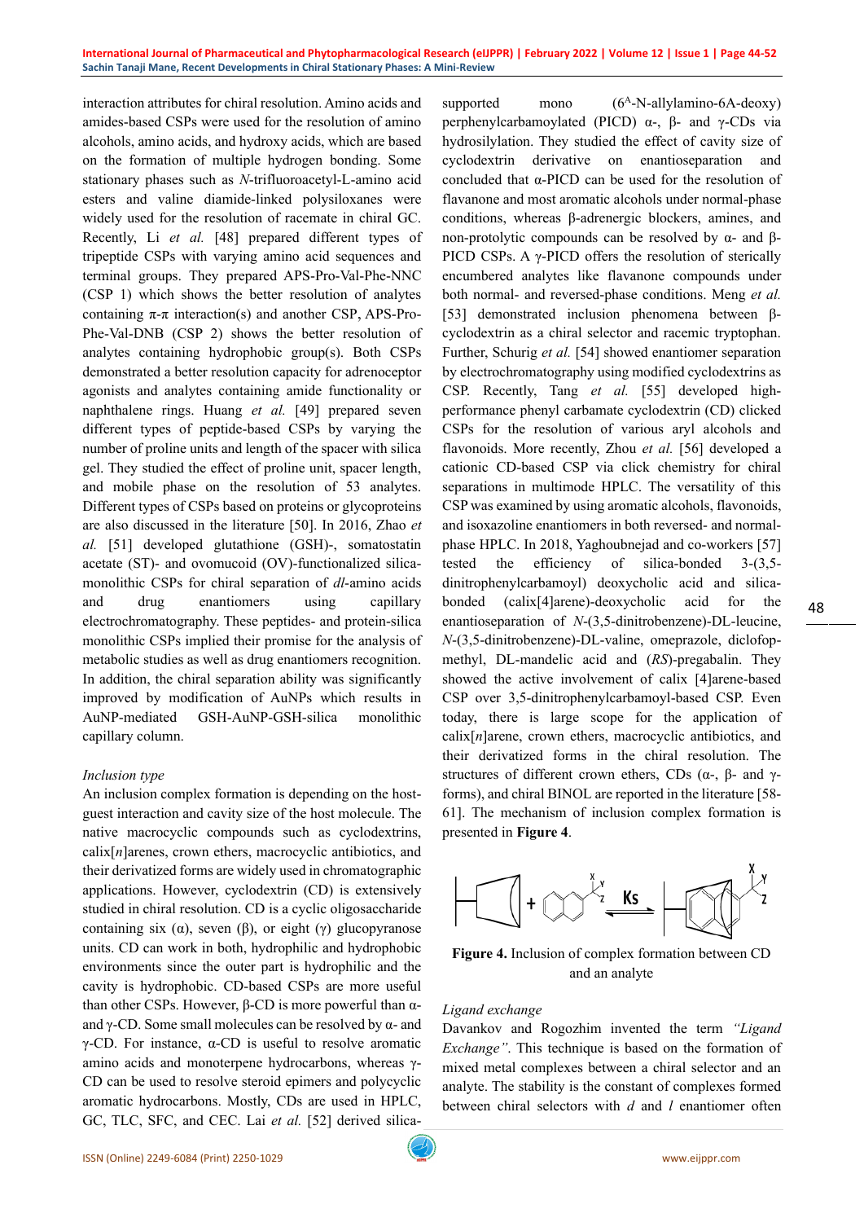interaction attributes for chiral resolution. Amino acids and amides-based CSPs were used for the resolution of amino alcohols, amino acids, and hydroxy acids, which are based on the formation of multiple hydrogen bonding. Some stationary phases such as *N*-trifluoroacetyl-L-amino acid esters and valine diamide-linked polysiloxanes were widely used for the resolution of racemate in chiral GC. Recently, Li *et al.* [48] prepared different types of tripeptide CSPs with varying amino acid sequences and terminal groups. They prepared APS-Pro-Val-Phe-NNC (CSP 1) which shows the better resolution of analytes containing π-π interaction(s) and another CSP, APS-Pro-Phe-Val-DNB (CSP 2) shows the better resolution of analytes containing hydrophobic group(s). Both CSPs demonstrated a better resolution capacity for adrenoceptor agonists and analytes containing amide functionality or naphthalene rings. Huang *et al.* [49] prepared seven different types of peptide-based CSPs by varying the number of proline units and length of the spacer with silica gel. They studied the effect of proline unit, spacer length, and mobile phase on the resolution of 53 analytes. Different types of CSPs based on proteins or glycoproteins are also discussed in the literature [50]. In 2016, Zhao *et al.* [51] developed glutathione (GSH)-, somatostatin acetate (ST)- and ovomucoid (OV)-functionalized silica-monolithic CSPs for chiral separation of *dl*-amino acids and drug enantiomers using capillary electrochromatography. These peptides- and protein-silica monolithic CSPs implied their promise for the analysis of metabolic studies as well as drug enantiomers recognition. In addition, the chiral separation ability was significantly improved by modification of AuNPs which results in AuNP-mediated GSH-AuNP-GSH-silica monolithic capillary column.

*Inclusion type*

An inclusion complex formation is depending on the host-guest interaction and cavity size of the host molecule. The native macrocyclic compounds such as cyclodextrins, calix[*n*]arenes, crown ethers, macrocyclic antibiotics, and their derivatized forms are widely used in chromatographic applications. However, cyclodextrin (CD) is extensively studied in chiral resolution. CD is a cyclic oligosaccharide containing six (α), seven (β), or eight (γ) glucopyranose units. CD can work in both, hydrophilic and hydrophobic environments since the outer part is hydrophilic and the cavity is hydrophobic. CD-based CSPs are more useful than other CSPs. However, β-CD is more powerful than α- and γ-CD. Some small molecules can be resolved by α- and γ-CD. For instance, α-CD is useful to resolve aromatic amino acids and monoterpene hydrocarbons, whereas γ-CD can be used to resolve steroid epimers and polycyclic aromatic hydrocarbons. Mostly, CDs are used in HPLC, GC, TLC, SFC, and CEC. Lai *et al.* [52] derived silica-supported mono ($6^A$-N-allylamino-6A-deoxy) perphenylcarbamoylated (PICD) α-, β- and γ-CDs via hydrosilylation. They studied the effect of cavity size of cyclodextrin derivative on enantioseparation and concluded that α-PICD can be used for the resolution of flavanone and most aromatic alcohols under normal-phase conditions, whereas β-adrenergic blockers, amines, and non-protolytic compounds can be resolved by α- and β-PICD CSPs. A γ-PICD offers the resolution of sterically encumbered analytes like flavanone compounds under both normal- and reversed-phase conditions. Meng *et al.* [53] demonstrated inclusion phenomena between β-cyclodextrin as a chiral selector and racemic tryptophan. Further, Schurig *et al.* [54] showed enantiomer separation by electrochromatography using modified cyclodextrins as CSP. Recently, Tang *et al.* [55] developed high-performance phenyl carbamate cyclodextrin (CD) clicked CSPs for the resolution of various aryl alcohols and flavonoids. More recently, Zhou *et al.* [56] developed a cationic CD-based CSP via click chemistry for chiral separations in multimode HPLC. The versatility of this CSP was examined by using aromatic alcohols, flavonoids, and isoxazoline enantiomers in both reversed- and normal-phase HPLC. In 2018, Yaghoubnejad and co-workers [57] tested the efficiency of silica-bonded 3-(3,5-dinitrophenylcarbamoyl) deoxycholic acid and silica-bonded (calix[4]arene)-deoxycholic acid for the enantioseparation of *N*-(3,5-dinitrobenzene)-DL-leucine, *N*-(3,5-dinitrobenzene)-DL-valine, omeprazole, diclofop-methyl, DL-mandelic acid and (*RS*)-pregabalin. They showed the active involvement of calix [4]arene-based CSP over 3,5-dinitrophenylcarbamoyl-based CSP. Even today, there is large scope for the application of calix[*n*]arene, crown ethers, macrocyclic antibiotics, and their derivatized forms in the chiral resolution. The structures of different crown ethers, CDs (α-, β- and γ-forms), and chiral BINOL are reported in the literature [58-61]. The mechanism of inclusion complex formation is presented in **Figure 4**.

**Figure 4.** Inclusion of complex formation between CD and an analyte

*Ligand exchange*

Davankov and Rogozhim invented the term *"Ligand Exchange"*. This technique is based on the formation of mixed metal complexes between a chiral selector and an analyte. The stability is the constant of complexes formed between chiral selectors with *d* and *l* enantiomer often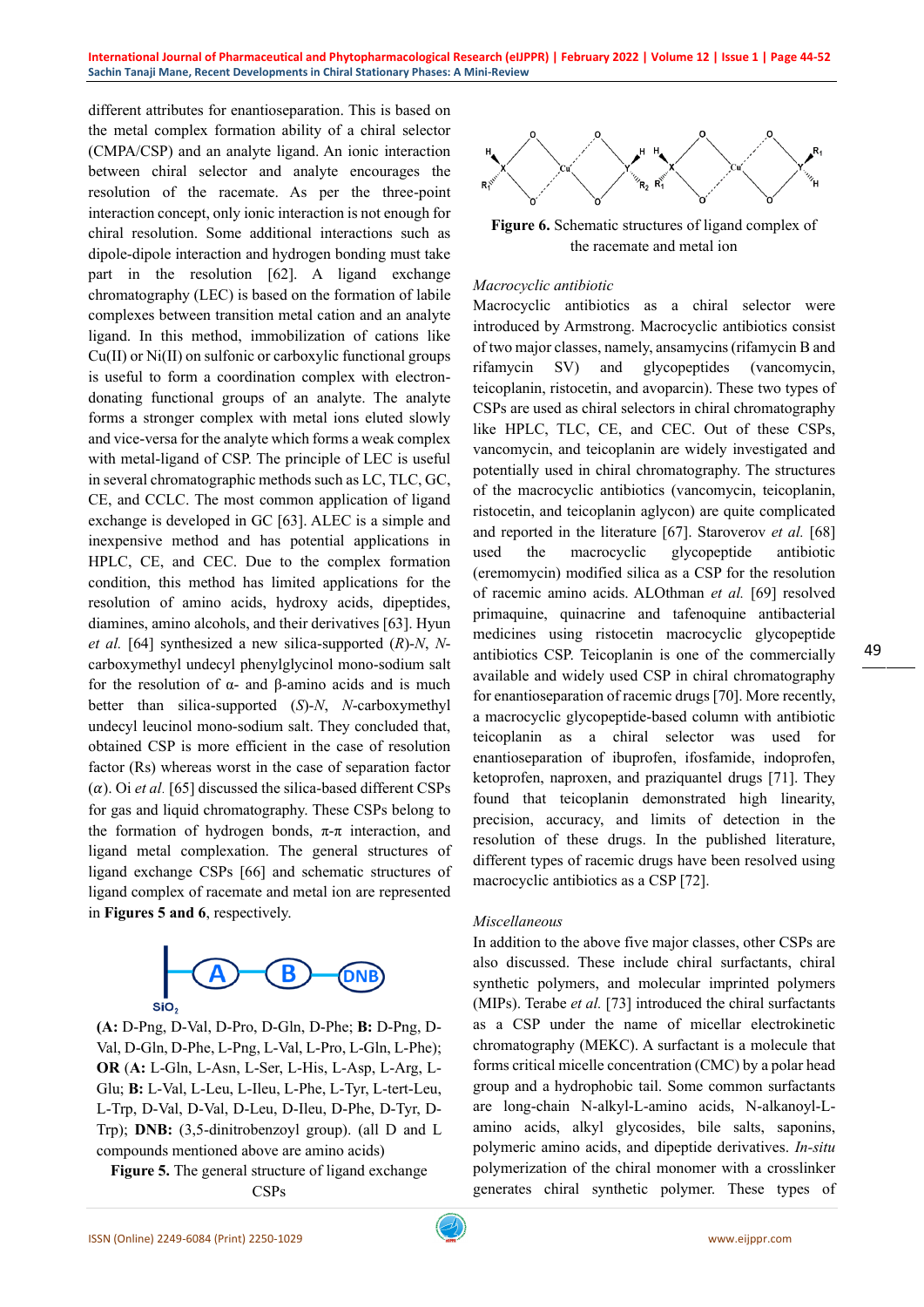different attributes for enantioseparation. This is based on the metal complex formation ability of a chiral selector (CMPA/CSP) and an analyte ligand. An ionic interaction between chiral selector and analyte encourages the resolution of the racemate. As per the three-point interaction concept, only ionic interaction is not enough for chiral resolution. Some additional interactions such as dipole-dipole interaction and hydrogen bonding must take part in the resolution [62]. A ligand exchange chromatography (LEC) is based on the formation of labile complexes between transition metal cation and an analyte ligand. In this method, immobilization of cations like Cu(II) or Ni(II) on sulfonic or carboxylic functional groups is useful to form a coordination complex with electron-donating functional groups of an analyte. The analyte forms a stronger complex with metal ions eluted slowly and vice-versa for the analyte which forms a weak complex with metal-ligand of CSP. The principle of LEC is useful in several chromatographic methods such as LC, TLC, GC, CE, and CCLC. The most common application of ligand exchange is developed in GC [63]. ALEC is a simple and inexpensive method and has potential applications in HPLC, CE, and CEC. Due to the complex formation condition, this method has limited applications for the resolution of amino acids, hydroxy acids, dipeptides, diamines, amino alcohols, and their derivatives [63]. Hyun *et al.* [64] synthesized a new silica-supported (*R*)-*N*, *N*-carboxymethyl undecyl phenylglycinol mono-sodium salt for the resolution of α- and β-amino acids and is much better than silica-supported (*S*)-*N*, *N*-carboxymethyl undecyl leucinol mono-sodium salt. They concluded that, obtained CSP is more efficient in the case of resolution factor (Rs) whereas worst in the case of separation factor ($\alpha$). Oi *et al.* [65] discussed the silica-based different CSPs for gas and liquid chromatography. These CSPs belong to the formation of hydrogen bonds, π-π interaction, and ligand metal complexation. The general structures of ligand exchange CSPs [66] and schematic structures of ligand complex of racemate and metal ion are represented in **Figures 5 and 6**, respectively.

($SiO_2$ — A — B — DNB)

(**A:** D-Png, D-Val, D-Pro, D-Gln, D-Phe; **B:** D-Png, D-Val, D-Gln, D-Phe, L-Png, L-Val, L-Pro, L-Gln, L-Phe); **OR** (**A:** L-Gln, L-Asn, L-Ser, L-His, L-Asp, L-Arg, L-Glu; **B:** L-Val, L-Leu, L-Ileu, L-Phe, L-Tyr, L-tert-Leu, L-Trp, D-Val, D-Val, D-Leu, D-Ileu, D-Phe, D-Tyr, D-Trp); **DNB:** (3,5-dinitrobenzoyl group). (all D and L compounds mentioned above are amino acids)

**Figure 5.** The general structure of ligand exchange CSPs

**Figure 6.** Schematic structures of ligand complex of the racemate and metal ion

*Macrocyclic antibiotic*

Macrocyclic antibiotics as a chiral selector were introduced by Armstrong. Macrocyclic antibiotics consist of two major classes, namely, ansamycins (rifamycin B and rifamycin SV) and glycopeptides (vancomycin, teicoplanin, ristocetin, and avoparcin). These two types of CSPs are used as chiral selectors in chiral chromatography like HPLC, TLC, CE, and CEC. Out of these CSPs, vancomycin, and teicoplanin are widely investigated and potentially used in chiral chromatography. The structures of the macrocyclic antibiotics (vancomycin, teicoplanin, ristocetin, and teicoplanin aglycon) are quite complicated and reported in the literature [67]. Staroverov *et al.* [68] used the macrocyclic glycopeptide antibiotic (eremomycin) modified silica as a CSP for the resolution of racemic amino acids. ALOthman *et al.* [69] resolved primaquine, quinacrine and tafenoquine antibacterial medicines using ristocetin macrocyclic glycopeptide antibiotics CSP. Teicoplanin is one of the commercially available and widely used CSP in chiral chromatography for enantioseparation of racemic drugs [70]. More recently, a macrocyclic glycopeptide-based column with antibiotic teicoplanin as a chiral selector was used for enantioseparation of ibuprofen, ifosfamide, indoprofen, ketoprofen, naproxen, and praziquantel drugs [71]. They found that teicoplanin demonstrated high linearity, precision, accuracy, and limits of detection in the resolution of these drugs. In the published literature, different types of racemic drugs have been resolved using macrocyclic antibiotics as a CSP [72].

*Miscellaneous*

In addition to the above five major classes, other CSPs are also discussed. These include chiral surfactants, chiral synthetic polymers, and molecular imprinted polymers (MIPs). Terabe *et al.* [73] introduced the chiral surfactants as a CSP under the name of micellar electrokinetic chromatography (MEKC). A surfactant is a molecule that forms critical micelle concentration (CMC) by a polar head group and a hydrophobic tail. Some common surfactants are long-chain N-alkyl-L-amino acids, N-alkanoyl-L-amino acids, alkyl glycosides, bile salts, saponins, polymeric amino acids, and dipeptide derivatives. *In-situ* polymerization of the chiral monomer with a crosslinker generates chiral synthetic polymer. These types of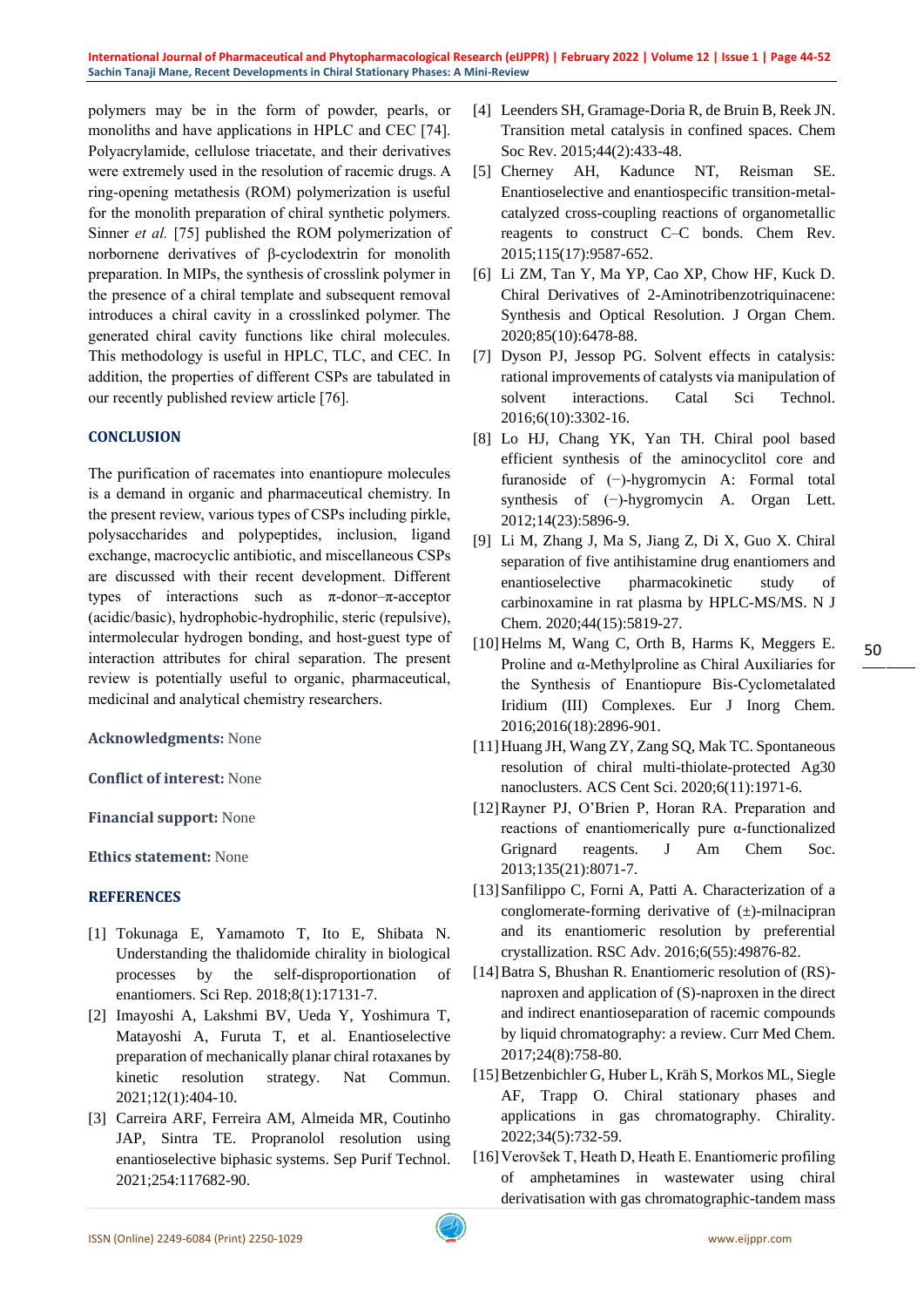polymers may be in the form of powder, pearls, or monoliths and have applications in HPLC and CEC [74]. Polyacrylamide, cellulose triacetate, and their derivatives were extremely used in the resolution of racemic drugs. A ring-opening metathesis (ROM) polymerization is useful for the monolith preparation of chiral synthetic polymers. Sinner *et al.* [75] published the ROM polymerization of norbornene derivatives of β-cyclodextrin for monolith preparation. In MIPs, the synthesis of crosslink polymer in the presence of a chiral template and subsequent removal introduces a chiral cavity in a crosslinked polymer. The generated chiral cavity functions like chiral molecules. This methodology is useful in HPLC, TLC, and CEC. In addition, the properties of different CSPs are tabulated in our recently published review article [76].

## CONCLUSION

The purification of racemates into enantiopure molecules is a demand in organic and pharmaceutical chemistry. In the present review, various types of CSPs including pirkle, polysaccharides and polypeptides, inclusion, ligand exchange, macrocyclic antibiotic, and miscellaneous CSPs are discussed with their recent development. Different types of interactions such as π-donor–π-acceptor (acidic/basic), hydrophobic-hydrophilic, steric (repulsive), intermolecular hydrogen bonding, and host-guest type of interaction attributes for chiral separation. The present review is potentially useful to organic, pharmaceutical, medicinal and analytical chemistry researchers.

**Acknowledgments:** None

**Conflict of interest:** None

**Financial support:** None

**Ethics statement:** None

## REFERENCES

[1] Tokunaga E, Yamamoto T, Ito E, Shibata N. Understanding the thalidomide chirality in biological processes by the self-disproportionation of enantiomers. Sci Rep. 2018;8(1):17131-7.

[2] Imayoshi A, Lakshmi BV, Ueda Y, Yoshimura T, Matayoshi A, Furuta T, et al. Enantioselective preparation of mechanically planar chiral rotaxanes by kinetic resolution strategy. Nat Commun. 2021;12(1):404-10.

[3] Carreira ARF, Ferreira AM, Almeida MR, Coutinho JAP, Sintra TE. Propranolol resolution using enantioselective biphasic systems. Sep Purif Technol. 2021;254:117682-90.

[4] Leenders SH, Gramage-Doria R, de Bruin B, Reek JN. Transition metal catalysis in confined spaces. Chem Soc Rev. 2015;44(2):433-48.

[5] Cherney AH, Kadunce NT, Reisman SE. Enantioselective and enantiospecific transition-metal-catalyzed cross-coupling reactions of organometallic reagents to construct C–C bonds. Chem Rev. 2015;115(17):9587-652.

[6] Li ZM, Tan Y, Ma YP, Cao XP, Chow HF, Kuck D. Chiral Derivatives of 2-Aminotribenzotriquinacene: Synthesis and Optical Resolution. J Organ Chem. 2020;85(10):6478-88.

[7] Dyson PJ, Jessop PG. Solvent effects in catalysis: rational improvements of catalysts via manipulation of solvent interactions. Catal Sci Technol. 2016;6(10):3302-16.

[8] Lo HJ, Chang YK, Yan TH. Chiral pool based efficient synthesis of the aminocyclitol core and furanoside of (−)-hygromycin A: Formal total synthesis of (−)-hygromycin A. Organ Lett. 2012;14(23):5896-9.

[9] Li M, Zhang J, Ma S, Jiang Z, Di X, Guo X. Chiral separation of five antihistamine drug enantiomers and enantioselective pharmacokinetic study of carbinoxamine in rat plasma by HPLC-MS/MS. N J Chem. 2020;44(15):5819-27.

[10] Helms M, Wang C, Orth B, Harms K, Meggers E. Proline and α-Methylproline as Chiral Auxiliaries for the Synthesis of Enantiopure Bis-Cyclometalated Iridium (III) Complexes. Eur J Inorg Chem. 2016;2016(18):2896-901.

[11] Huang JH, Wang ZY, Zang SQ, Mak TC. Spontaneous resolution of chiral multi-thiolate-protected Ag30 nanoclusters. ACS Cent Sci. 2020;6(11):1971-6.

[12] Rayner PJ, O'Brien P, Horan RA. Preparation and reactions of enantiomerically pure α-functionalized Grignard reagents. J Am Chem Soc. 2013;135(21):8071-7.

[13] Sanfilippo C, Forni A, Patti A. Characterization of a conglomerate-forming derivative of (±)-milnacipran and its enantiomeric resolution by preferential crystallization. RSC Adv. 2016;6(55):49876-82.

[14] Batra S, Bhushan R. Enantiomeric resolution of (RS)-naproxen and application of (S)-naproxen in the direct and indirect enantioseparation of racemic compounds by liquid chromatography: a review. Curr Med Chem. 2017;24(8):758-80.

[15] Betzenbichler G, Huber L, Kräh S, Morkos ML, Siegle AF, Trapp O. Chiral stationary phases and applications in gas chromatography. Chirality. 2022;34(5):732-59.

[16] Verovšek T, Heath D, Heath E. Enantiomeric profiling of amphetamines in wastewater using chiral derivatisation with gas chromatographic-tandem mass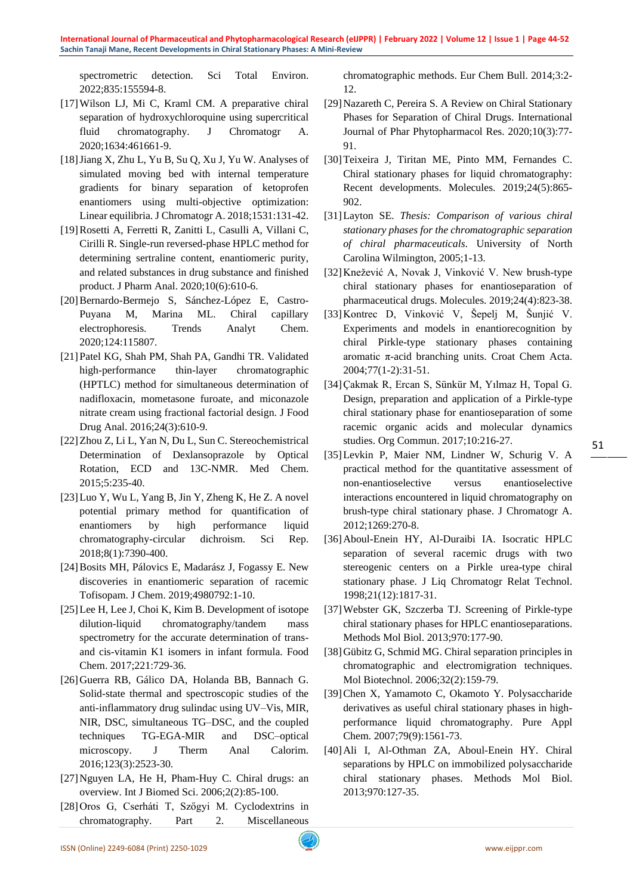spectrometric detection. Sci Total Environ. 2022;835:155594-8.

[17] Wilson LJ, Mi C, Kraml CM. A preparative chiral separation of hydroxychloroquine using supercritical fluid chromatography. J Chromatogr A. 2020;1634:461661-9.

[18] Jiang X, Zhu L, Yu B, Su Q, Xu J, Yu W. Analyses of simulated moving bed with internal temperature gradients for binary separation of ketoprofen enantiomers using multi-objective optimization: Linear equilibria. J Chromatogr A. 2018;1531:131-42.

[19] Rosetti A, Ferretti R, Zanitti L, Casulli A, Villani C, Cirilli R. Single-run reversed-phase HPLC method for determining sertraline content, enantiomeric purity, and related substances in drug substance and finished product. J Pharm Anal. 2020;10(6):610-6.

[20] Bernardo-Bermejo S, Sánchez-López E, Castro-Puyana M, Marina ML. Chiral capillary electrophoresis. Trends Analyt Chem. 2020;124:115807.

[21] Patel KG, Shah PM, Shah PA, Gandhi TR. Validated high-performance thin-layer chromatographic (HPTLC) method for simultaneous determination of nadifloxacin, mometasone furoate, and miconazole nitrate cream using fractional factorial design. J Food Drug Anal. 2016;24(3):610-9.

[22] Zhou Z, Li L, Yan N, Du L, Sun C. Stereochemistrical Determination of Dexlansoprazole by Optical Rotation, ECD and 13C-NMR. Med Chem. 2015;5:235-40.

[23] Luo Y, Wu L, Yang B, Jin Y, Zheng K, He Z. A novel potential primary method for quantification of enantiomers by high performance liquid chromatography-circular dichroism. Sci Rep. 2018;8(1):7390-400.

[24] Bosits MH, Pálovics E, Madarász J, Fogassy E. New discoveries in enantiomeric separation of racemic Tofisopam. J Chem. 2019;4980792:1-10.

[25] Lee H, Lee J, Choi K, Kim B. Development of isotope dilution-liquid chromatography/tandem mass spectrometry for the accurate determination of trans- and cis-vitamin K1 isomers in infant formula. Food Chem. 2017;221:729-36.

[26] Guerra RB, Gálico DA, Holanda BB, Bannach G. Solid-state thermal and spectroscopic studies of the anti-inflammatory drug sulindac using UV–Vis, MIR, NIR, DSC, simultaneous TG–DSC, and the coupled techniques TG-EGA-MIR and DSC–optical microscopy. J Therm Anal Calorim. 2016;123(3):2523-30.

[27] Nguyen LA, He H, Pham-Huy C. Chiral drugs: an overview. Int J Biomed Sci. 2006;2(2):85-100.

[28] Oros G, Cserháti T, Szőgyi M. Cyclodextrins in chromatography. Part 2. Miscellaneous chromatographic methods. Eur Chem Bull. 2014;3:2-12.

[29] Nazareth C, Pereira S. A Review on Chiral Stationary Phases for Separation of Chiral Drugs. International Journal of Phar Phytopharmacol Res. 2020;10(3):77-91.

[30] Teixeira J, Tiritan ME, Pinto MM, Fernandes C. Chiral stationary phases for liquid chromatography: Recent developments. Molecules. 2019;24(5):865-902.

[31] Layton SE. *Thesis: Comparison of various chiral stationary phases for the chromatographic separation of chiral pharmaceuticals*. University of North Carolina Wilmington, 2005;1-13.

[32] Knežević A, Novak J, Vinković V. New brush-type chiral stationary phases for enantioseparation of pharmaceutical drugs. Molecules. 2019;24(4):823-38.

[33] Kontrec D, Vinković V, Šepelj M, Šunjić V. Experiments and models in enantiorecognition by chiral Pirkle-type stationary phases containing aromatic π-acid branching units. Croat Chem Acta. 2004;77(1-2):31-51.

[34] Çakmak R, Ercan S, Sünkür M, Yılmaz H, Topal G. Design, preparation and application of a Pirkle-type chiral stationary phase for enantioseparation of some racemic organic acids and molecular dynamics studies. Org Commun. 2017;10:216-27.

[35] Levkin P, Maier NM, Lindner W, Schurig V. A practical method for the quantitative assessment of non-enantioselective versus enantioselective interactions encountered in liquid chromatography on brush-type chiral stationary phase. J Chromatogr A. 2012;1269:270-8.

[36] Aboul-Enein HY, Al-Duraibi IA. Isocratic HPLC separation of several racemic drugs with two stereogenic centers on a Pirkle urea-type chiral stationary phase. J Liq Chromatogr Relat Technol. 1998;21(12):1817-31.

[37] Webster GK, Szczerba TJ. Screening of Pirkle-type chiral stationary phases for HPLC enantioseparations. Methods Mol Biol. 2013;970:177-90.

[38] Gübitz G, Schmid MG. Chiral separation principles in chromatographic and electromigration techniques. Mol Biotechnol. 2006;32(2):159-79.

[39] Chen X, Yamamoto C, Okamoto Y. Polysaccharide derivatives as useful chiral stationary phases in high-performance liquid chromatography. Pure Appl Chem. 2007;79(9):1561-73.

[40] Ali I, Al-Othman ZA, Aboul-Enein HY. Chiral separations by HPLC on immobilized polysaccharide chiral stationary phases. Methods Mol Biol. 2013;970:127-35.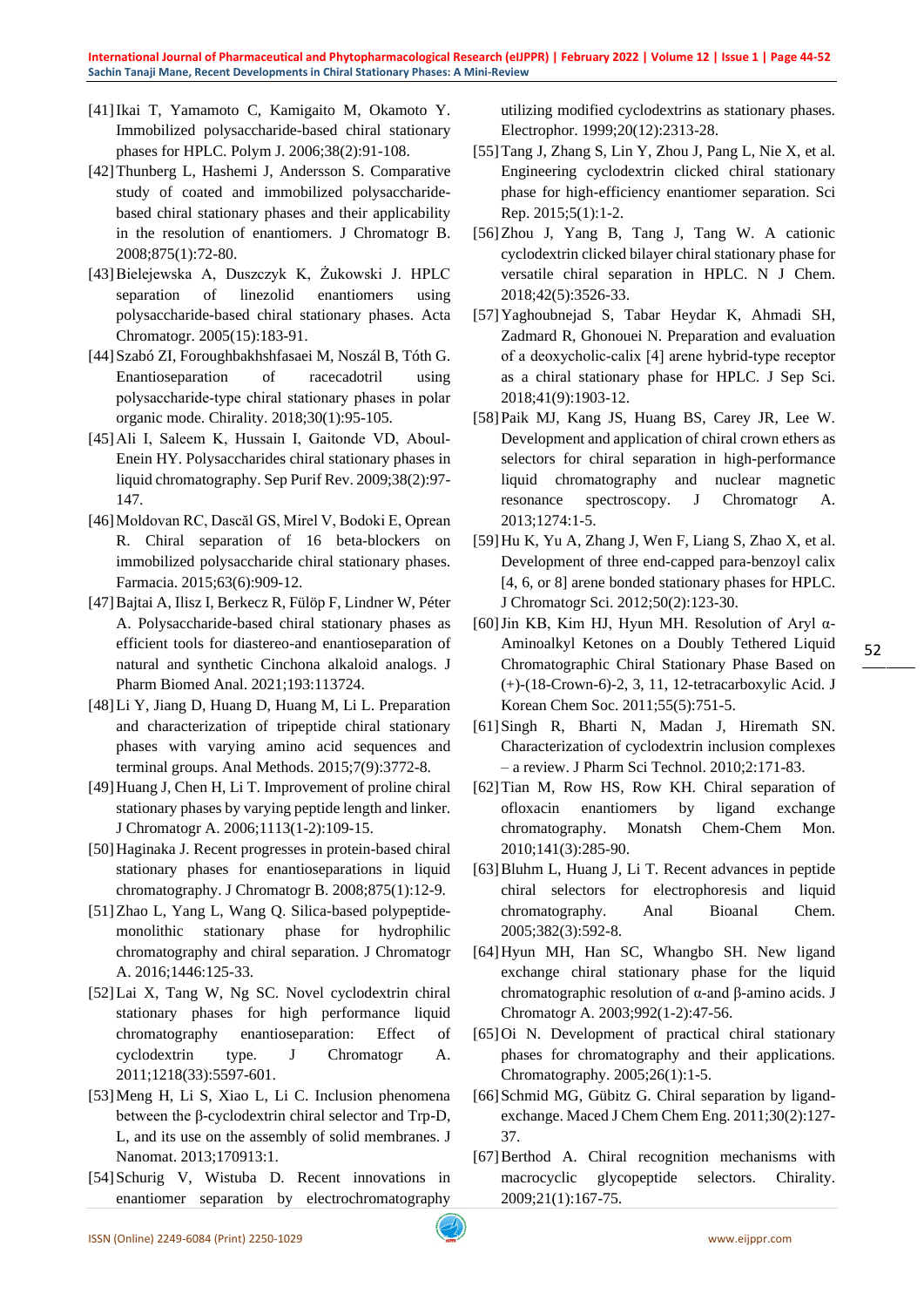[41] Ikai T, Yamamoto C, Kamigaito M, Okamoto Y. Immobilized polysaccharide-based chiral stationary phases for HPLC. Polym J. 2006;38(2):91-108.

[42] Thunberg L, Hashemi J, Andersson S. Comparative study of coated and immobilized polysaccharide-based chiral stationary phases and their applicability in the resolution of enantiomers. J Chromatogr B. 2008;875(1):72-80.

[43] Bielejewska A, Duszczyk K, Żukowski J. HPLC separation of linezolid enantiomers using polysaccharide-based chiral stationary phases. Acta Chromatogr. 2005(15):183-91.

[44] Szabó ZI, Foroughbakhshfasaei M, Noszál B, Tóth G. Enantioseparation of racecadotril using polysaccharide-type chiral stationary phases in polar organic mode. Chirality. 2018;30(1):95-105.

[45] Ali I, Saleem K, Hussain I, Gaitonde VD, Aboul-Enein HY. Polysaccharides chiral stationary phases in liquid chromatography. Sep Purif Rev. 2009;38(2):97-147.

[46] Moldovan RC, Dascăl GS, Mirel V, Bodoki E, Oprean R. Chiral separation of 16 beta-blockers on immobilized polysaccharide chiral stationary phases. Farmacia. 2015;63(6):909-12.

[47] Bajtai A, Ilisz I, Berkecz R, Fülöp F, Lindner W, Péter A. Polysaccharide-based chiral stationary phases as efficient tools for diastereo-and enantioseparation of natural and synthetic Cinchona alkaloid analogs. J Pharm Biomed Anal. 2021;193:113724.

[48] Li Y, Jiang D, Huang D, Huang M, Li L. Preparation and characterization of tripeptide chiral stationary phases with varying amino acid sequences and terminal groups. Anal Methods. 2015;7(9):3772-8.

[49] Huang J, Chen H, Li T. Improvement of proline chiral stationary phases by varying peptide length and linker. J Chromatogr A. 2006;1113(1-2):109-15.

[50] Haginaka J. Recent progresses in protein-based chiral stationary phases for enantioseparations in liquid chromatography. J Chromatogr B. 2008;875(1):12-9.

[51] Zhao L, Yang L, Wang Q. Silica-based polypeptide-monolithic stationary phase for hydrophilic chromatography and chiral separation. J Chromatogr A. 2016;1446:125-33.

[52] Lai X, Tang W, Ng SC. Novel cyclodextrin chiral stationary phases for high performance liquid chromatography enantioseparation: Effect of cyclodextrin type. J Chromatogr A. 2011;1218(33):5597-601.

[53] Meng H, Li S, Xiao L, Li C. Inclusion phenomena between the β-cyclodextrin chiral selector and Trp-D, L, and its use on the assembly of solid membranes. J Nanomat. 2013;170913:1.

[54] Schurig V, Wistuba D. Recent innovations in enantiomer separation by electrochromatography utilizing modified cyclodextrins as stationary phases. Electrophor. 1999;20(12):2313-28.

[55] Tang J, Zhang S, Lin Y, Zhou J, Pang L, Nie X, et al. Engineering cyclodextrin clicked chiral stationary phase for high-efficiency enantiomer separation. Sci Rep. 2015;5(1):1-2.

[56] Zhou J, Yang B, Tang J, Tang W. A cationic cyclodextrin clicked bilayer chiral stationary phase for versatile chiral separation in HPLC. N J Chem. 2018;42(5):3526-33.

[57] Yaghoubnejad S, Tabar Heydar K, Ahmadi SH, Zadmard R, Ghonouei N. Preparation and evaluation of a deoxycholic-calix [4] arene hybrid-type receptor as a chiral stationary phase for HPLC. J Sep Sci. 2018;41(9):1903-12.

[58] Paik MJ, Kang JS, Huang BS, Carey JR, Lee W. Development and application of chiral crown ethers as selectors for chiral separation in high-performance liquid chromatography and nuclear magnetic resonance spectroscopy. J Chromatogr A. 2013;1274:1-5.

[59] Hu K, Yu A, Zhang J, Wen F, Liang S, Zhao X, et al. Development of three end-capped para-benzoyl calix [4, 6, or 8] arene bonded stationary phases for HPLC. J Chromatogr Sci. 2012;50(2):123-30.

[60] Jin KB, Kim HJ, Hyun MH. Resolution of Aryl α-Aminoalkyl Ketones on a Doubly Tethered Liquid Chromatographic Chiral Stationary Phase Based on (+)-(18-Crown-6)-2, 3, 11, 12-tetracarboxylic Acid. J Korean Chem Soc. 2011;55(5):751-5.

[61] Singh R, Bharti N, Madan J, Hiremath SN. Characterization of cyclodextrin inclusion complexes – a review. J Pharm Sci Technol. 2010;2:171-83.

[62] Tian M, Row HS, Row KH. Chiral separation of ofloxacin enantiomers by ligand exchange chromatography. Monatsh Chem-Chem Mon. 2010;141(3):285-90.

[63] Bluhm L, Huang J, Li T. Recent advances in peptide chiral selectors for electrophoresis and liquid chromatography. Anal Bioanal Chem. 2005;382(3):592-8.

[64] Hyun MH, Han SC, Whangbo SH. New ligand exchange chiral stationary phase for the liquid chromatographic resolution of α-and β-amino acids. J Chromatogr A. 2003;992(1-2):47-56.

[65] Oi N. Development of practical chiral stationary phases for chromatography and their applications. Chromatography. 2005;26(1):1-5.

[66] Schmid MG, Gübitz G. Chiral separation by ligand-exchange. Maced J Chem Chem Eng. 2011;30(2):127-37.

[67] Berthod A. Chiral recognition mechanisms with macrocyclic glycopeptide selectors. Chirality. 2009;21(1):167-75.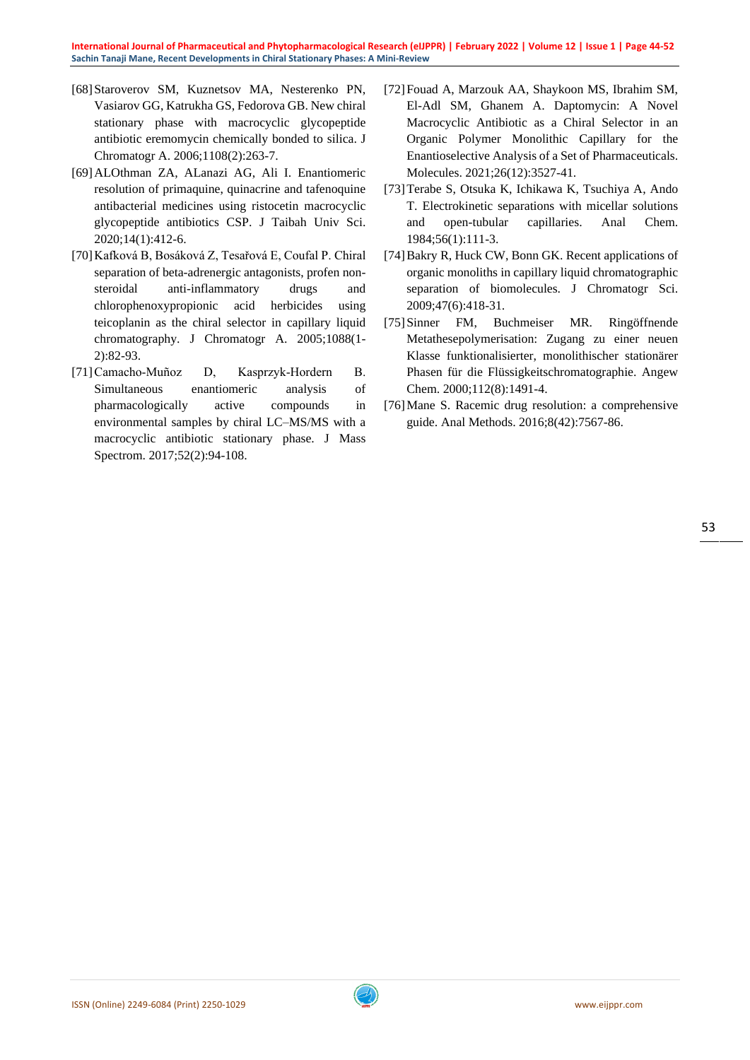[68] Staroverov SM, Kuznetsov MA, Nesterenko PN, Vasiarov GG, Katrukha GS, Fedorova GB. New chiral stationary phase with macrocyclic glycopeptide antibiotic eremomycin chemically bonded to silica. J Chromatogr A. 2006;1108(2):263-7.

[69] ALOthman ZA, ALanazi AG, Ali I. Enantiomeric resolution of primaquine, quinacrine and tafenoquine antibacterial medicines using ristocetin macrocyclic glycopeptide antibiotics CSP. J Taibah Univ Sci. 2020;14(1):412-6.

[70] Kafková B, Bosáková Z, Tesařová E, Coufal P. Chiral separation of beta-adrenergic antagonists, profen non-steroidal anti-inflammatory drugs and chlorophenoxypropionic acid herbicides using teicoplanin as the chiral selector in capillary liquid chromatography. J Chromatogr A. 2005;1088(1-2):82-93.

[71] Camacho-Muñoz D, Kasprzyk-Hordern B. Simultaneous enantiomeric analysis of pharmacologically active compounds in environmental samples by chiral LC–MS/MS with a macrocyclic antibiotic stationary phase. J Mass Spectrom. 2017;52(2):94-108.

[72] Fouad A, Marzouk AA, Shaykoon MS, Ibrahim SM, El-Adl SM, Ghanem A. Daptomycin: A Novel Macrocyclic Antibiotic as a Chiral Selector in an Organic Polymer Monolithic Capillary for the Enantioselective Analysis of a Set of Pharmaceuticals. Molecules. 2021;26(12):3527-41.

[73] Terabe S, Otsuka K, Ichikawa K, Tsuchiya A, Ando T. Electrokinetic separations with micellar solutions and open-tubular capillaries. Anal Chem. 1984;56(1):111-3.

[74] Bakry R, Huck CW, Bonn GK. Recent applications of organic monoliths in capillary liquid chromatographic separation of biomolecules. J Chromatogr Sci. 2009;47(6):418-31.

[75] Sinner FM, Buchmeiser MR. Ringöffnende Metathesepolymerisation: Zugang zu einer neuen Klasse funktionalisierter, monolithischer stationärer Phasen für die Flüssigkeitschromatographie. Angew Chem. 2000;112(8):1491-4.

[76] Mane S. Racemic drug resolution: a comprehensive guide. Anal Methods. 2016;8(42):7567-86.